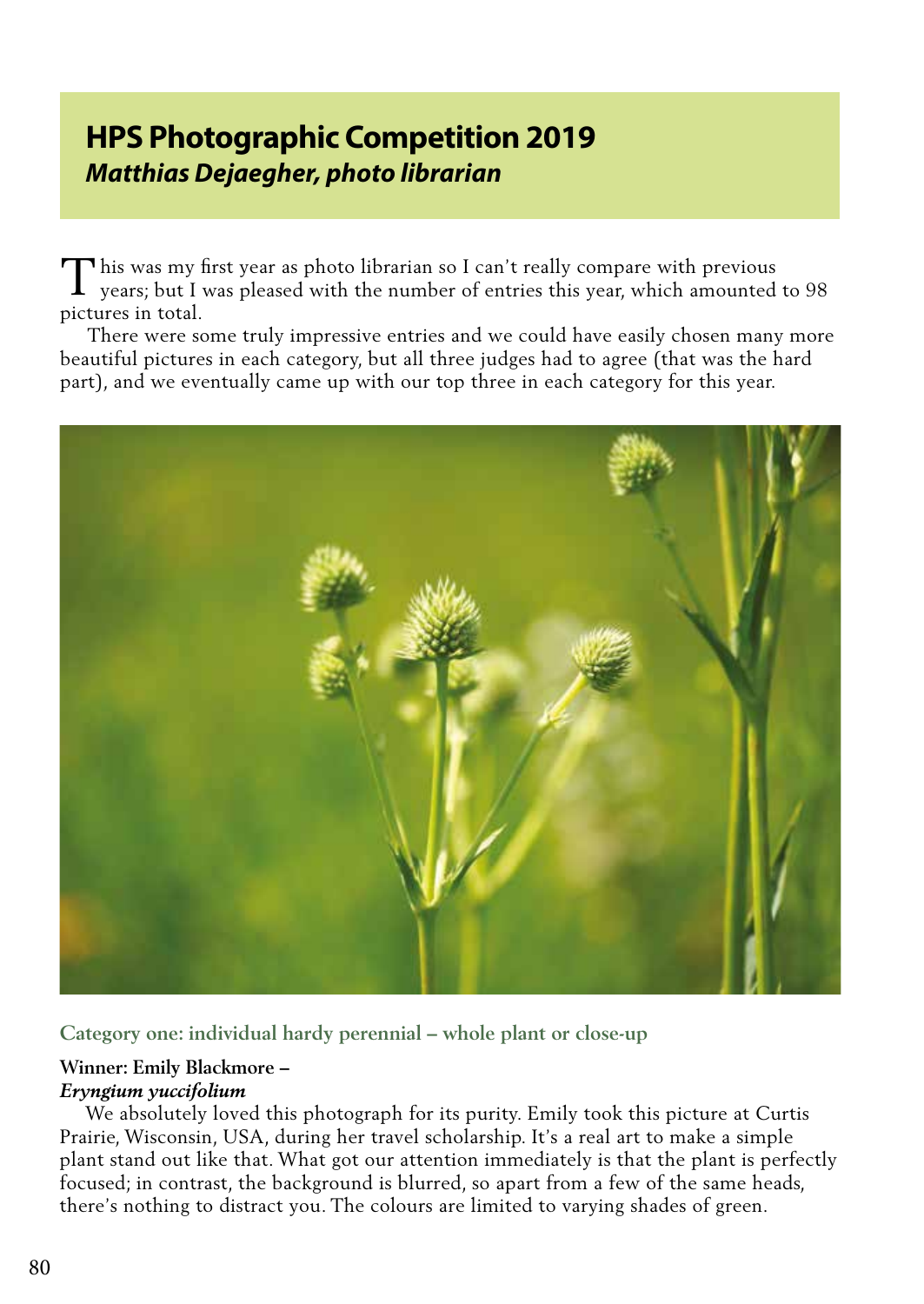# HPS Photographic Competition 2019

***Matthias Dejaegher, photo librarian***

This was my first year as photo librarian so I can't really compare with previous years; but I was pleased with the number of entries this year, which amounted to 98 pictures in total.

There were some truly impressive entries and we could have easily chosen many more beautiful pictures in each category, but all three judges had to agree (that was the hard part), and we eventually came up with our top three in each category for this year.

### Category one: individual hardy perennial – whole plant or close-up

**Winner: Emily Blackmore –**
***Eryngium yuccifolium***

We absolutely loved this photograph for its purity. Emily took this picture at Curtis Prairie, Wisconsin, USA, during her travel scholarship. It's a real art to make a simple plant stand out like that. What got our attention immediately is that the plant is perfectly focused; in contrast, the background is blurred, so apart from a few of the same heads, there's nothing to distract you. The colours are limited to varying shades of green.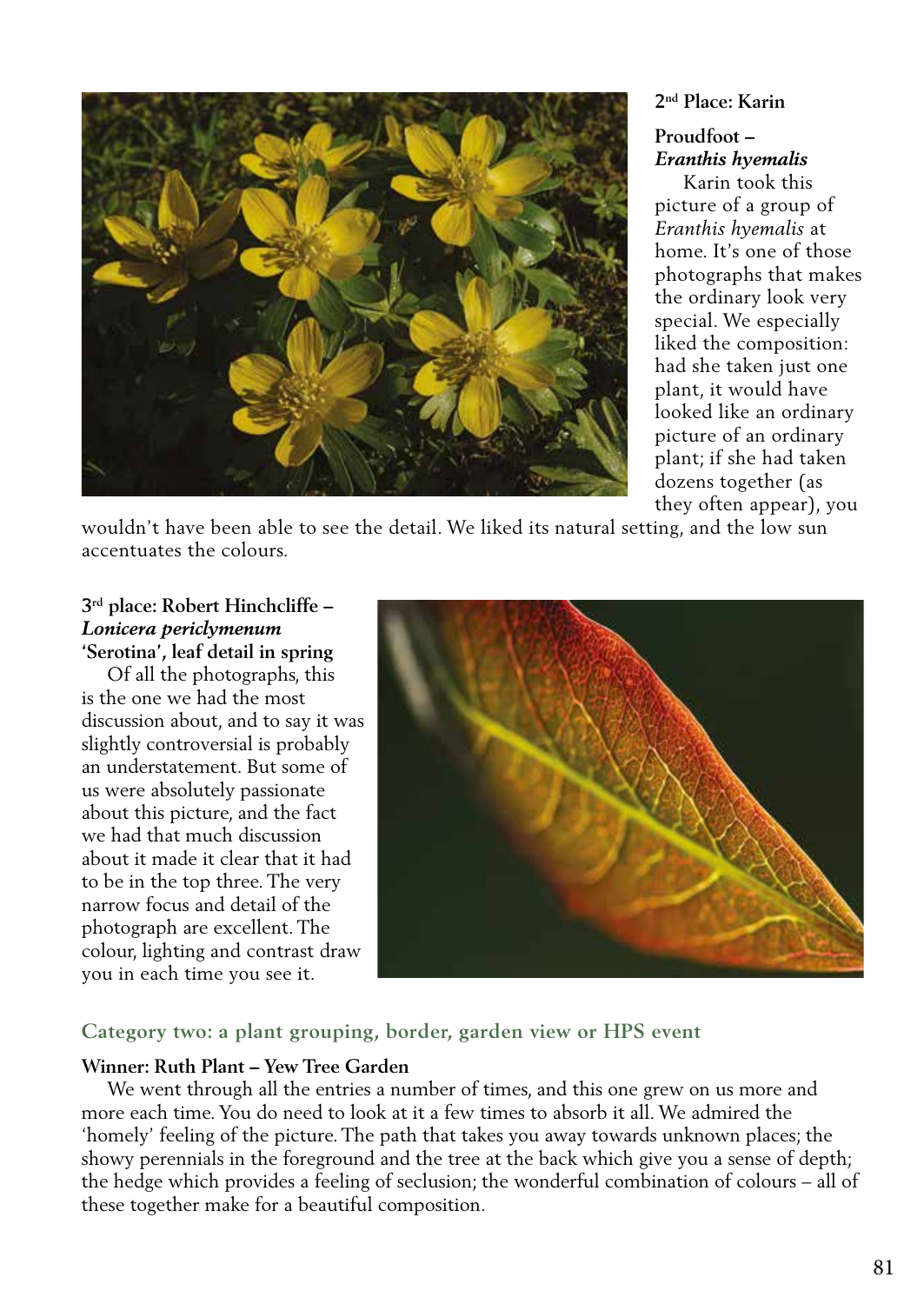**2nd Place: Karin Proudfoot – *Eranthis hyemalis***

Karin took this picture of a group of *Eranthis hyemalis* at home. It's one of those photographs that makes the ordinary look very special. We especially liked the composition: had she taken just one plant, it would have looked like an ordinary picture of an ordinary plant; if she had taken dozens together (as they often appear), you wouldn't have been able to see the detail. We liked its natural setting, and the low sun accentuates the colours.

**3rd place: Robert Hinchcliffe – *Lonicera periclymenum* 'Serotina', leaf detail in spring**

Of all the photographs, this is the one we had the most discussion about, and to say it was slightly controversial is probably an understatement. But some of us were absolutely passionate about this picture, and the fact we had that much discussion about it made it clear that it had to be in the top three. The very narrow focus and detail of the photograph are excellent. The colour, lighting and contrast draw you in each time you see it.

## Category two: a plant grouping, border, garden view or HPS event

**Winner: Ruth Plant – Yew Tree Garden**

We went through all the entries a number of times, and this one grew on us more and more each time. You do need to look at it a few times to absorb it all. We admired the 'homely' feeling of the picture. The path that takes you away towards unknown places; the showy perennials in the foreground and the tree at the back which give you a sense of depth; the hedge which provides a feeling of seclusion; the wonderful combination of colours – all of these together make for a beautiful composition.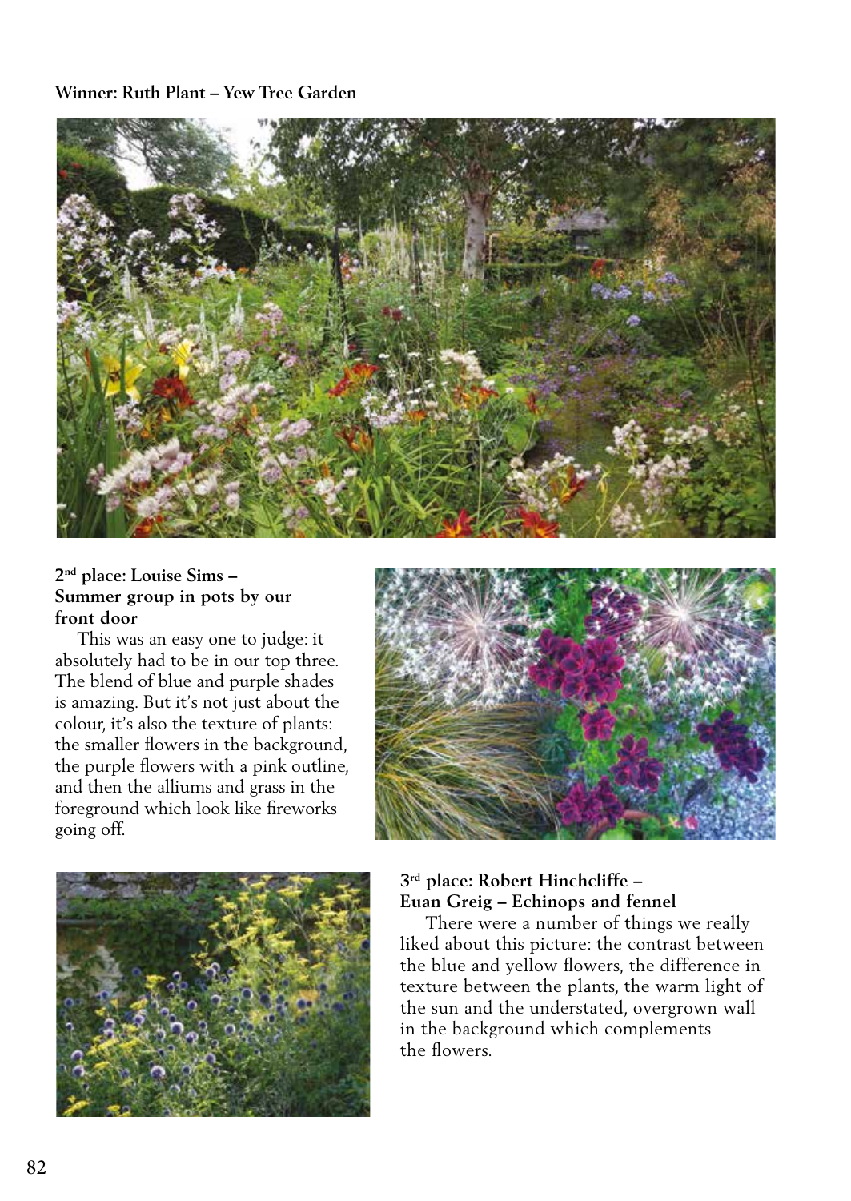**Winner: Ruth Plant – Yew Tree Garden**

**2nd place: Louise Sims – Summer group in pots by our front door**

This was an easy one to judge: it absolutely had to be in our top three. The blend of blue and purple shades is amazing. But it's not just about the colour, it's also the texture of plants: the smaller flowers in the background, the purple flowers with a pink outline, and then the alliums and grass in the foreground which look like fireworks going off.

**3rd place: Robert Hinchcliffe – Euan Greig – Echinops and fennel**

There were a number of things we really liked about this picture: the contrast between the blue and yellow flowers, the difference in texture between the plants, the warm light of the sun and the understated, overgrown wall in the background which complements the flowers.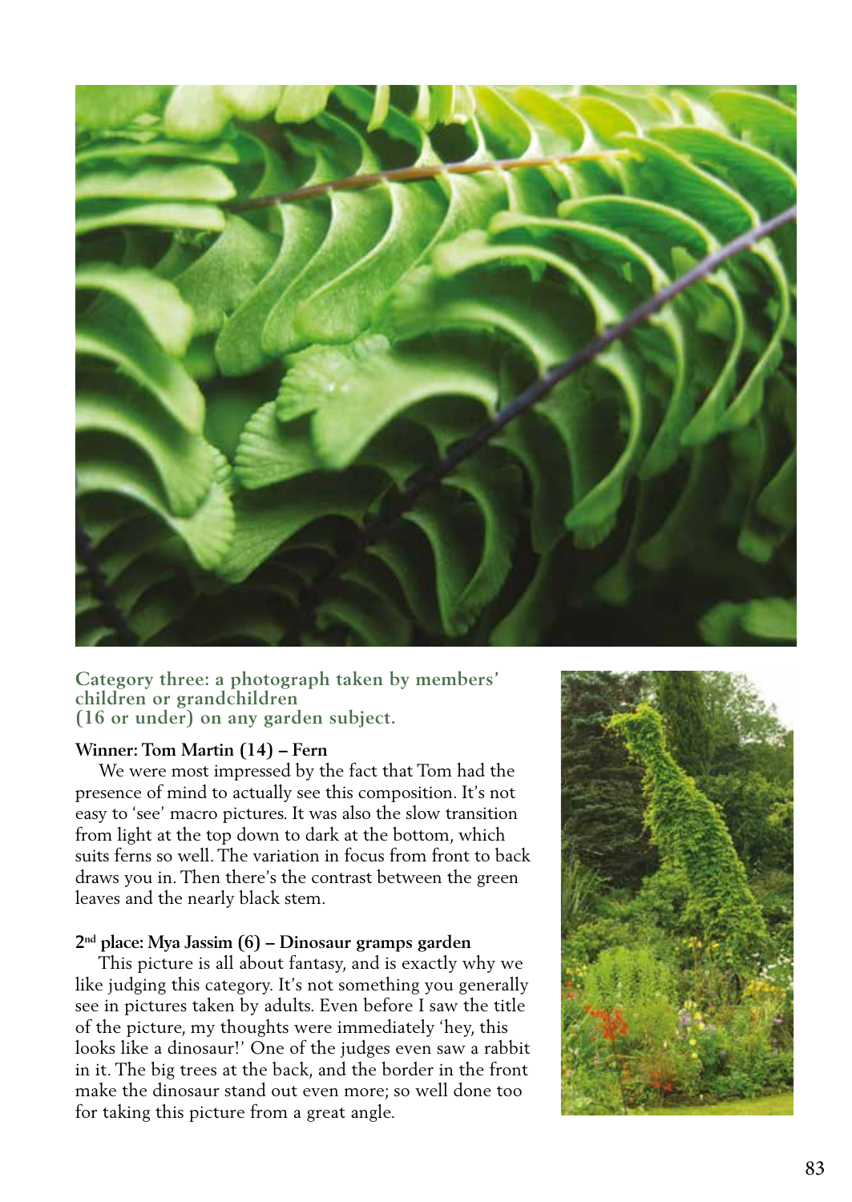### Category three: a photograph taken by members' children or grandchildren (16 or under) on any garden subject.

**Winner: Tom Martin (14) – Fern**

We were most impressed by the fact that Tom had the presence of mind to actually see this composition. It's not easy to 'see' macro pictures. It was also the slow transition from light at the top down to dark at the bottom, which suits ferns so well. The variation in focus from front to back draws you in. Then there's the contrast between the green leaves and the nearly black stem.

**2nd place: Mya Jassim (6) – Dinosaur gramps garden**

This picture is all about fantasy, and is exactly why we like judging this category. It's not something you generally see in pictures taken by adults. Even before I saw the title of the picture, my thoughts were immediately 'hey, this looks like a dinosaur!' One of the judges even saw a rabbit in it. The big trees at the back, and the border in the front make the dinosaur stand out even more; so well done too for taking this picture from a great angle.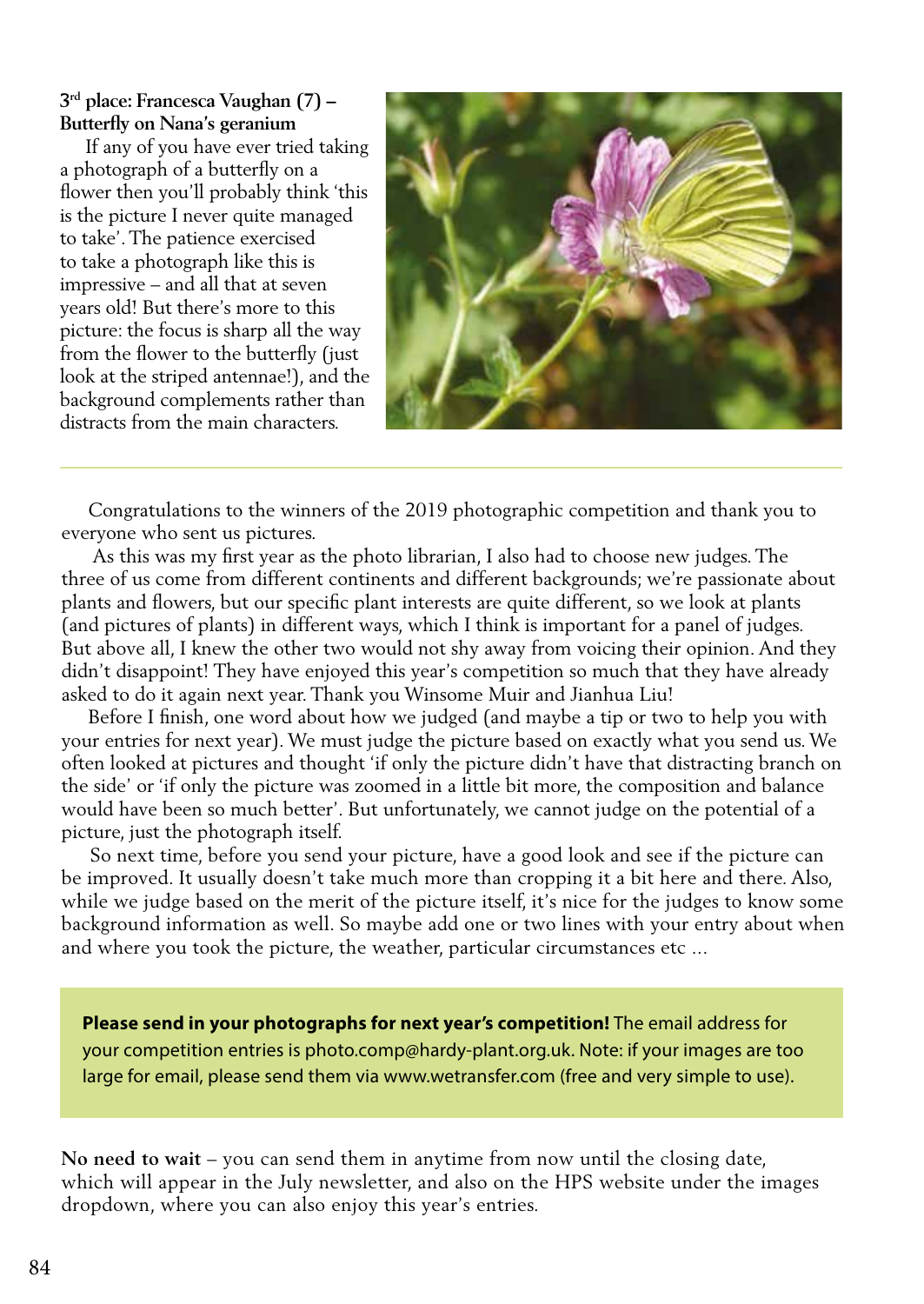**3rd place: Francesca Vaughan (7) – Butterfly on Nana's geranium**

If any of you have ever tried taking a photograph of a butterfly on a flower then you'll probably think 'this is the picture I never quite managed to take'. The patience exercised to take a photograph like this is impressive – and all that at seven years old! But there's more to this picture: the focus is sharp all the way from the flower to the butterfly (just look at the striped antennae!), and the background complements rather than distracts from the main characters.

---

Congratulations to the winners of the 2019 photographic competition and thank you to everyone who sent us pictures.

As this was my first year as the photo librarian, I also had to choose new judges. The three of us come from different continents and different backgrounds; we're passionate about plants and flowers, but our specific plant interests are quite different, so we look at plants (and pictures of plants) in different ways, which I think is important for a panel of judges. But above all, I knew the other two would not shy away from voicing their opinion. And they didn't disappoint! They have enjoyed this year's competition so much that they have already asked to do it again next year. Thank you Winsome Muir and Jianhua Liu!

Before I finish, one word about how we judged (and maybe a tip or two to help you with your entries for next year). We must judge the picture based on exactly what you send us. We often looked at pictures and thought 'if only the picture didn't have that distracting branch on the side' or 'if only the picture was zoomed in a little bit more, the composition and balance would have been so much better'. But unfortunately, we cannot judge on the potential of a picture, just the photograph itself.

So next time, before you send your picture, have a good look and see if the picture can be improved. It usually doesn't take much more than cropping it a bit here and there. Also, while we judge based on the merit of the picture itself, it's nice for the judges to know some background information as well. So maybe add one or two lines with your entry about when and where you took the picture, the weather, particular circumstances etc ...

**Please send in your photographs for next year's competition!** The email address for your competition entries is photo.comp@hardy-plant.org.uk. Note: if your images are too large for email, please send them via www.wetransfer.com (free and very simple to use).

**No need to wait** – you can send them in anytime from now until the closing date, which will appear in the July newsletter, and also on the HPS website under the images dropdown, where you can also enjoy this year's entries.